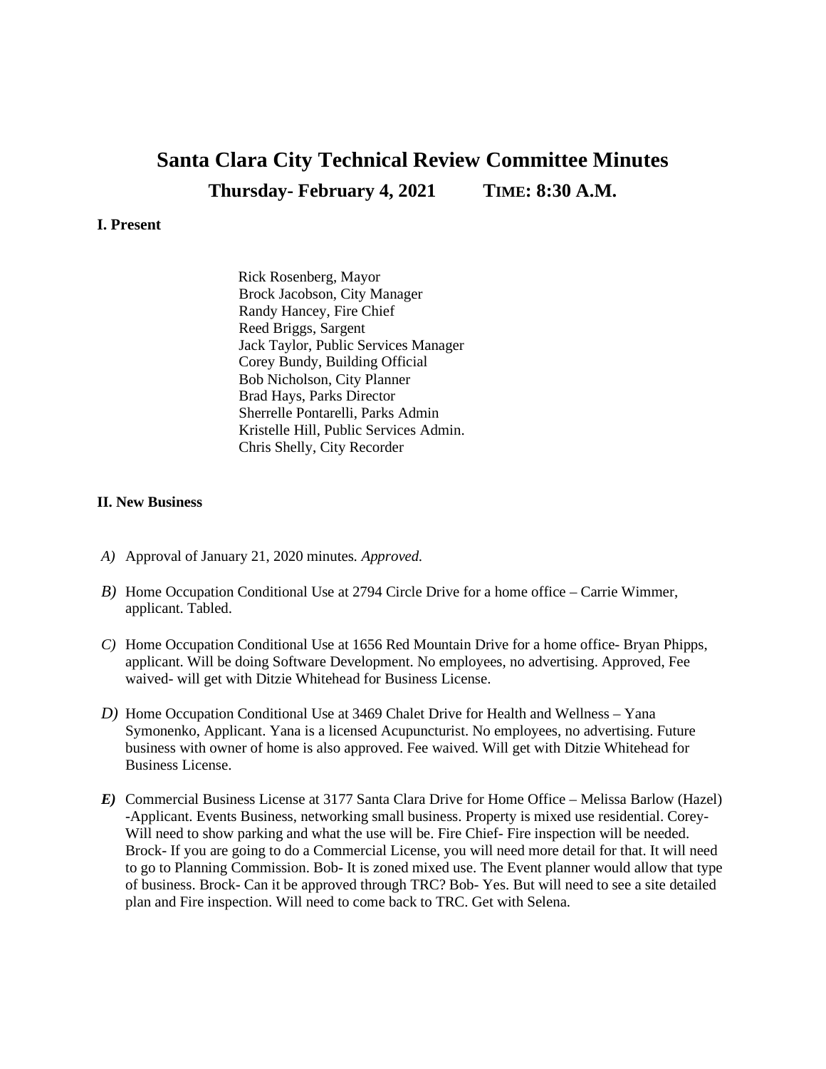# Santa Clara City Technical Review Committee Minutes

## Thursday- February 4, 2021 TIME: 8:30 A.M.

**I. Present**

Rick Rosenberg, Mayor
Brock Jacobson, City Manager
Randy Hancey, Fire Chief
Reed Briggs, Sargent
Jack Taylor, Public Services Manager
Corey Bundy, Building Official
Bob Nicholson, City Planner
Brad Hays, Parks Director
Sherrelle Pontarelli, Parks Admin
Kristelle Hill, Public Services Admin.
Chris Shelly, City Recorder

**II. New Business**

*A)* Approval of January 21, 2020 minutes. *Approved.*

*B)* Home Occupation Conditional Use at 2794 Circle Drive for a home office – Carrie Wimmer, applicant. Tabled.

*C)* Home Occupation Conditional Use at 1656 Red Mountain Drive for a home office- Bryan Phipps, applicant. Will be doing Software Development. No employees, no advertising. Approved, Fee waived- will get with Ditzie Whitehead for Business License.

*D)* Home Occupation Conditional Use at 3469 Chalet Drive for Health and Wellness – Yana Symonenko, Applicant. Yana is a licensed Acupuncturist. No employees, no advertising. Future business with owner of home is also approved. Fee waived. Will get with Ditzie Whitehead for Business License.

***E)*** Commercial Business License at 3177 Santa Clara Drive for Home Office – Melissa Barlow (Hazel) -Applicant. Events Business, networking small business. Property is mixed use residential. Corey- Will need to show parking and what the use will be. Fire Chief- Fire inspection will be needed. Brock- If you are going to do a Commercial License, you will need more detail for that. It will need to go to Planning Commission. Bob- It is zoned mixed use. The Event planner would allow that type of business. Brock- Can it be approved through TRC? Bob- Yes. But will need to see a site detailed plan and Fire inspection. Will need to come back to TRC. Get with Selena.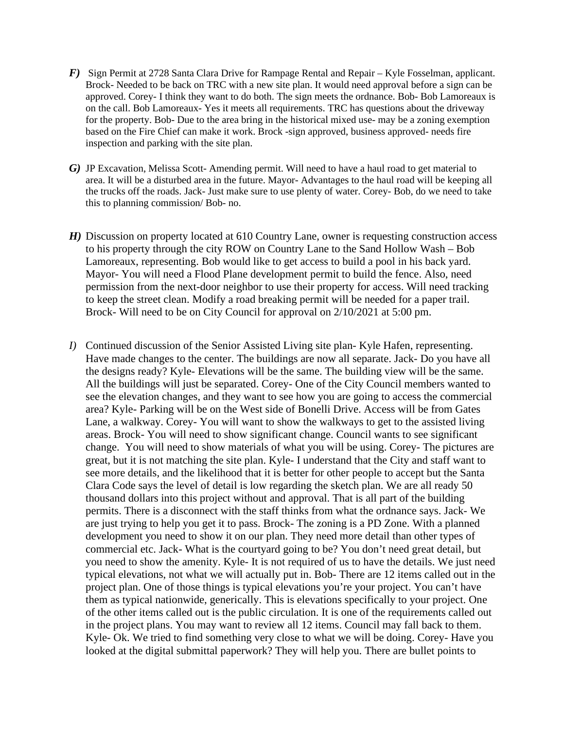**F)** Sign Permit at 2728 Santa Clara Drive for Rampage Rental and Repair – Kyle Fosselman, applicant. Brock- Needed to be back on TRC with a new site plan. It would need approval before a sign can be approved. Corey- I think they want to do both. The sign meets the ordnance. Bob- Bob Lamoreaux is on the call. Bob Lamoreaux- Yes it meets all requirements. TRC has questions about the driveway for the property. Bob- Due to the area bring in the historical mixed use- may be a zoning exemption based on the Fire Chief can make it work. Brock -sign approved, business approved- needs fire inspection and parking with the site plan.

**G)** JP Excavation, Melissa Scott- Amending permit. Will need to have a haul road to get material to area. It will be a disturbed area in the future. Mayor- Advantages to the haul road will be keeping all the trucks off the roads. Jack- Just make sure to use plenty of water. Corey- Bob, do we need to take this to planning commission/ Bob- no.

**H)** Discussion on property located at 610 Country Lane, owner is requesting construction access to his property through the city ROW on Country Lane to the Sand Hollow Wash – Bob Lamoreaux, representing. Bob would like to get access to build a pool in his back yard. Mayor- You will need a Flood Plane development permit to build the fence. Also, need permission from the next-door neighbor to use their property for access. Will need tracking to keep the street clean. Modify a road breaking permit will be needed for a paper trail. Brock- Will need to be on City Council for approval on 2/10/2021 at 5:00 pm.

*I)* Continued discussion of the Senior Assisted Living site plan- Kyle Hafen, representing. Have made changes to the center. The buildings are now all separate. Jack- Do you have all the designs ready? Kyle- Elevations will be the same. The building view will be the same. All the buildings will just be separated. Corey- One of the City Council members wanted to see the elevation changes, and they want to see how you are going to access the commercial area? Kyle- Parking will be on the West side of Bonelli Drive. Access will be from Gates Lane, a walkway. Corey- You will want to show the walkways to get to the assisted living areas. Brock- You will need to show significant change. Council wants to see significant change. You will need to show materials of what you will be using. Corey- The pictures are great, but it is not matching the site plan. Kyle- I understand that the City and staff want to see more details, and the likelihood that it is better for other people to accept but the Santa Clara Code says the level of detail is low regarding the sketch plan. We are all ready 50 thousand dollars into this project without and approval. That is all part of the building permits. There is a disconnect with the staff thinks from what the ordnance says. Jack- We are just trying to help you get it to pass. Brock- The zoning is a PD Zone. With a planned development you need to show it on our plan. They need more detail than other types of commercial etc. Jack- What is the courtyard going to be? You don't need great detail, but you need to show the amenity. Kyle- It is not required of us to have the details. We just need typical elevations, not what we will actually put in. Bob- There are 12 items called out in the project plan. One of those things is typical elevations you're your project. You can't have them as typical nationwide, generically. This is elevations specifically to your project. One of the other items called out is the public circulation. It is one of the requirements called out in the project plans. You may want to review all 12 items. Council may fall back to them. Kyle- Ok. We tried to find something very close to what we will be doing. Corey- Have you looked at the digital submittal paperwork? They will help you. There are bullet points to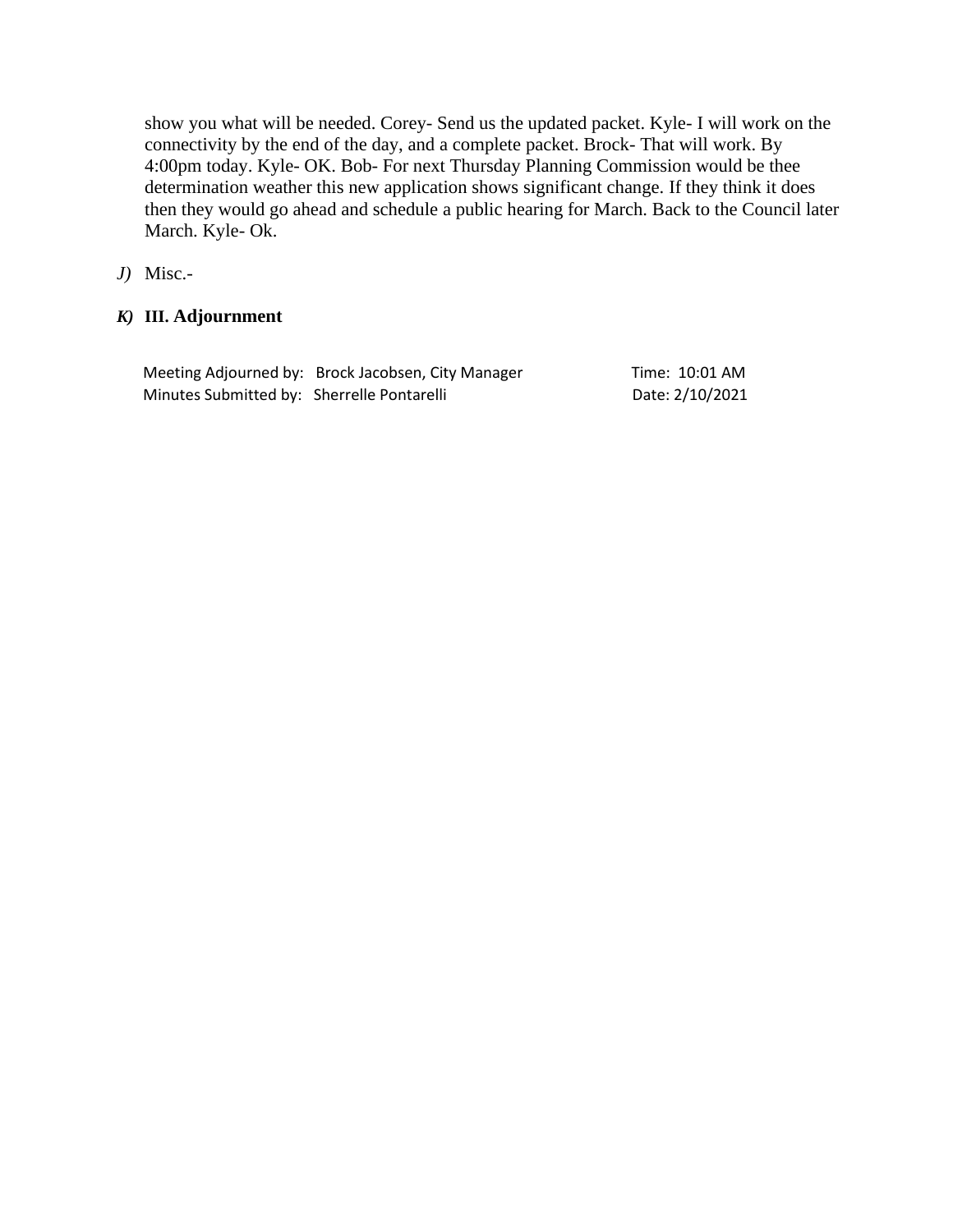show you what will be needed. Corey- Send us the updated packet. Kyle- I will work on the connectivity by the end of the day, and a complete packet. Brock- That will work. By 4:00pm today. Kyle- OK. Bob- For next Thursday Planning Commission would be thee determination weather this new application shows significant change. If they think it does then they would go ahead and schedule a public hearing for March. Back to the Council later March. Kyle- Ok.

*J)* Misc.-

***K)*** **III. Adjournment**

| | | |
|---|---|---|
| Meeting Adjourned by: | Brock Jacobsen, City Manager | Time: 10:01 AM |
| Minutes Submitted by: | Sherrelle Pontarelli | Date: 2/10/2021 |